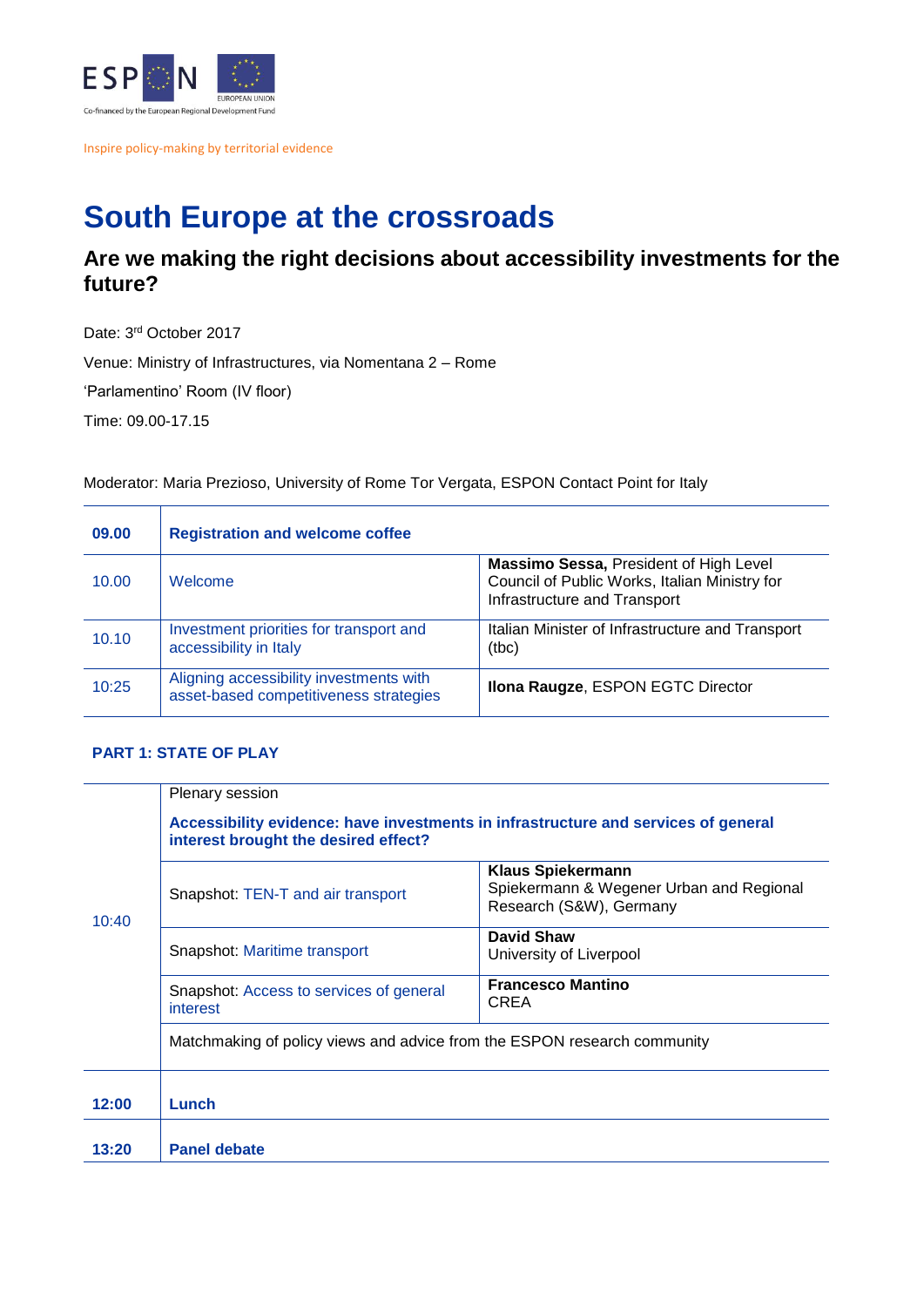ESPON

Co-financed by the European Regional Development Fund

EUROPEAN UNION

Inspire policy-making by territorial evidence

# South Europe at the crossroads

## Are we making the right decisions about accessibility investments for the future?

Date: 3rd October 2017

Venue: Ministry of Infrastructures, via Nomentana 2 – Rome

'Parlamentino' Room (IV floor)

Time: 09.00-17.15

Moderator: Maria Prezioso, University of Rome Tor Vergata, ESPON Contact Point for Italy

| | | |
|---|---|---|
| **09.00** | **Registration and welcome coffee** | |
| 10.00 | Welcome | **Massimo Sessa,** President of High Level Council of Public Works, Italian Ministry for Infrastructure and Transport |
| 10.10 | Investment priorities for transport and accessibility in Italy | Italian Minister of Infrastructure and Transport (tbc) |
| 10:25 | Aligning accessibility investments with asset-based competitiveness strategies | **Ilona Raugze**, ESPON EGTC Director |

### PART 1: STATE OF PLAY

| | | |
|---|---|---|
| 10:40 | Plenary session<br>**Accessibility evidence: have investments in infrastructure and services of general interest brought the desired effect?** | |
| | Snapshot: TEN-T and air transport | **Klaus Spiekermann**<br>Spiekermann & Wegener Urban and Regional Research (S&W), Germany |
| | Snapshot: Maritime transport | **David Shaw**<br>University of Liverpool |
| | Snapshot: Access to services of general interest | **Francesco Mantino**<br>CREA |
| | Matchmaking of policy views and advice from the ESPON research community | |
| **12:00** | **Lunch** | |
| **13:20** | **Panel debate** | |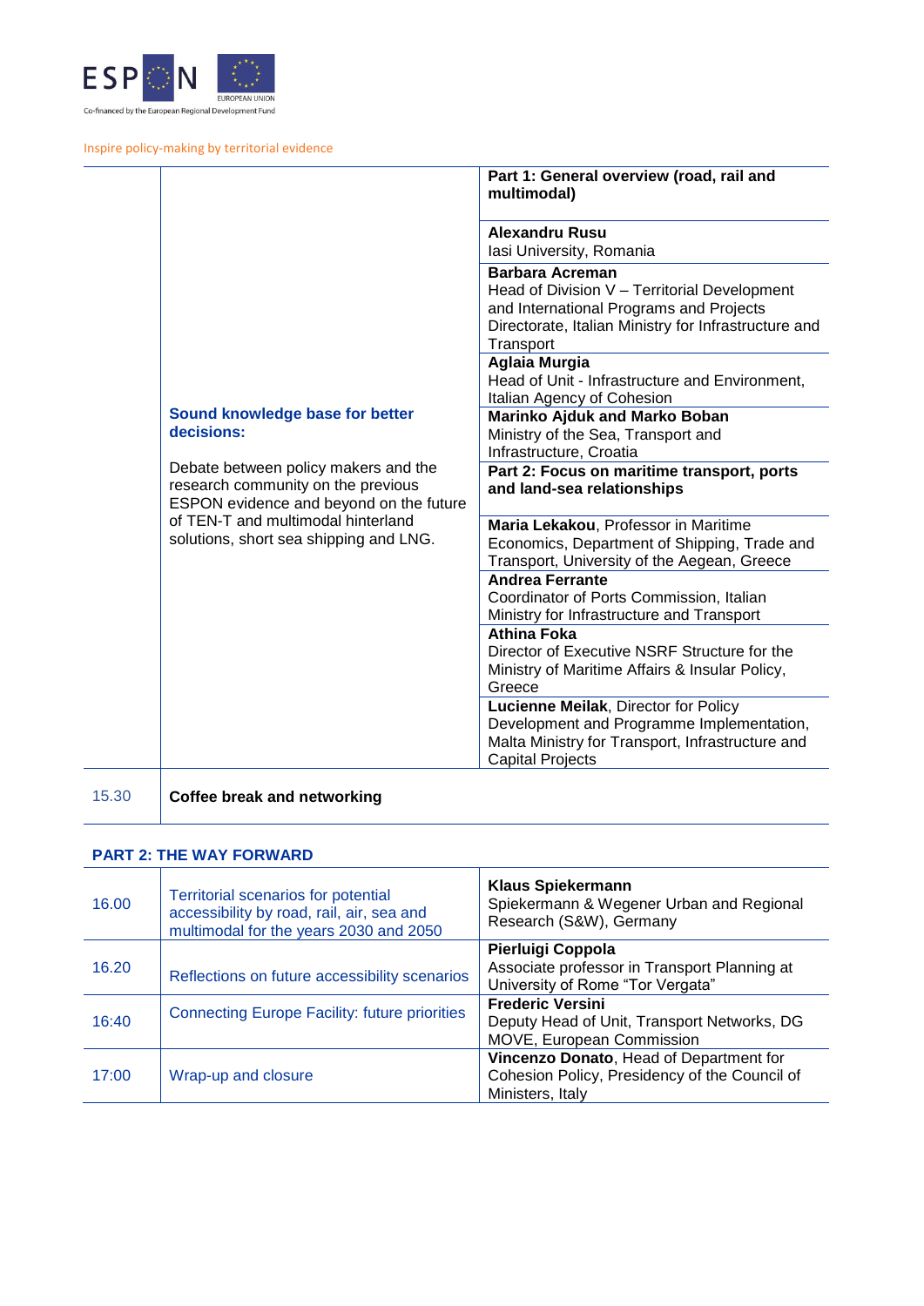Inspire policy-making by territorial evidence

| | | |
|---|---|---|
| | **Sound knowledge base for better decisions:** Debate between policy makers and the research community on the previous ESPON evidence and beyond on the future of TEN-T and multimodal hinterland solutions, short sea shipping and LNG. | **Part 1: General overview (road, rail and multimodal)** |
| | | **Alexandru Rusu** Iasi University, Romania |
| | | **Barbara Acreman** Head of Division V – Territorial Development and International Programs and Projects Directorate, Italian Ministry for Infrastructure and Transport |
| | | **Aglaia Murgia** Head of Unit - Infrastructure and Environment, Italian Agency of Cohesion |
| | | **Marinko Ajduk and Marko Boban** Ministry of the Sea, Transport and Infrastructure, Croatia |
| | | **Part 2: Focus on maritime transport, ports and land-sea relationships** |
| | | **Maria Lekakou**, Professor in Maritime Economics, Department of Shipping, Trade and Transport, University of the Aegean, Greece |
| | | **Andrea Ferrante** Coordinator of Ports Commission, Italian Ministry for Infrastructure and Transport |
| | | **Athina Foka** Director of Executive NSRF Structure for the Ministry of Maritime Affairs & Insular Policy, Greece |
| | | **Lucienne Meilak**, Director for Policy Development and Programme Implementation, Malta Ministry for Transport, Infrastructure and Capital Projects |
| 15.30 | **Coffee break and networking** | |

## PART 2: THE WAY FORWARD

| | | |
|---|---|---|
| 16.00 | Territorial scenarios for potential accessibility by road, rail, air, sea and multimodal for the years 2030 and 2050 | **Klaus Spiekermann** Spiekermann & Wegener Urban and Regional Research (S&W), Germany |
| 16.20 | Reflections on future accessibility scenarios | **Pierluigi Coppola** Associate professor in Transport Planning at University of Rome "Tor Vergata" |
| 16:40 | Connecting Europe Facility: future priorities | **Frederic Versini** Deputy Head of Unit, Transport Networks, DG MOVE, European Commission |
| 17:00 | Wrap-up and closure | **Vincenzo Donato**, Head of Department for Cohesion Policy, Presidency of the Council of Ministers, Italy |